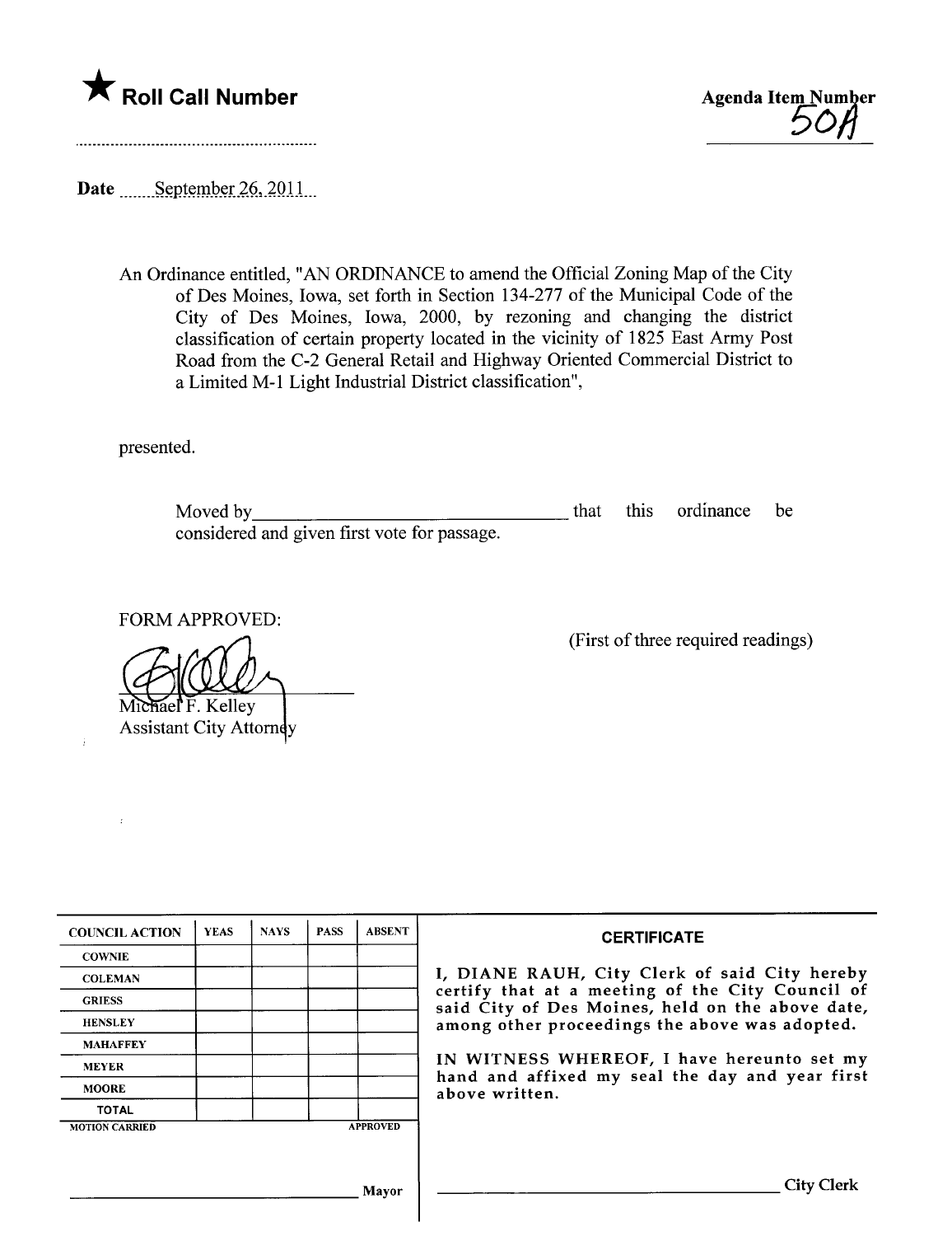★ **Roll Call Number**

Agenda Item Number
50A

Date September 26, 2011

An Ordinance entitled, "AN ORDINANCE to amend the Official Zoning Map of the City of Des Moines, Iowa, set forth in Section 134-277 of the Municipal Code of the City of Des Moines, Iowa, 2000, by rezoning and changing the district classification of certain property located in the vicinity of 1825 East Army Post Road from the C-2 General Retail and Highway Oriented Commercial District to a Limited M-1 Light Industrial District classification",

presented.

Moved by________________________________ that this ordinance be considered and given first vote for passage.

FORM APPROVED:

Michael F. Kelley
Assistant City Attorney

(First of three required readings)

| COUNCIL ACTION | YEAS | NAYS | PASS | ABSENT |
|---|---|---|---|---|
| COWNIE | | | | |
| COLEMAN | | | | |
| GRIESS | | | | |
| HENSLEY | | | | |
| MAHAFFEY | | | | |
| MEYER | | | | |
| MOORE | | | | |
| TOTAL | | | | |

MOTION CARRIED APPROVED

________________________________ Mayor

**CERTIFICATE**

I, DIANE RAUH, City Clerk of said City hereby certify that at a meeting of the City Council of said City of Des Moines, held on the above date, among other proceedings the above was adopted.

IN WITNESS WHEREOF, I have hereunto set my hand and affixed my seal the day and year first above written.

________________________________ City Clerk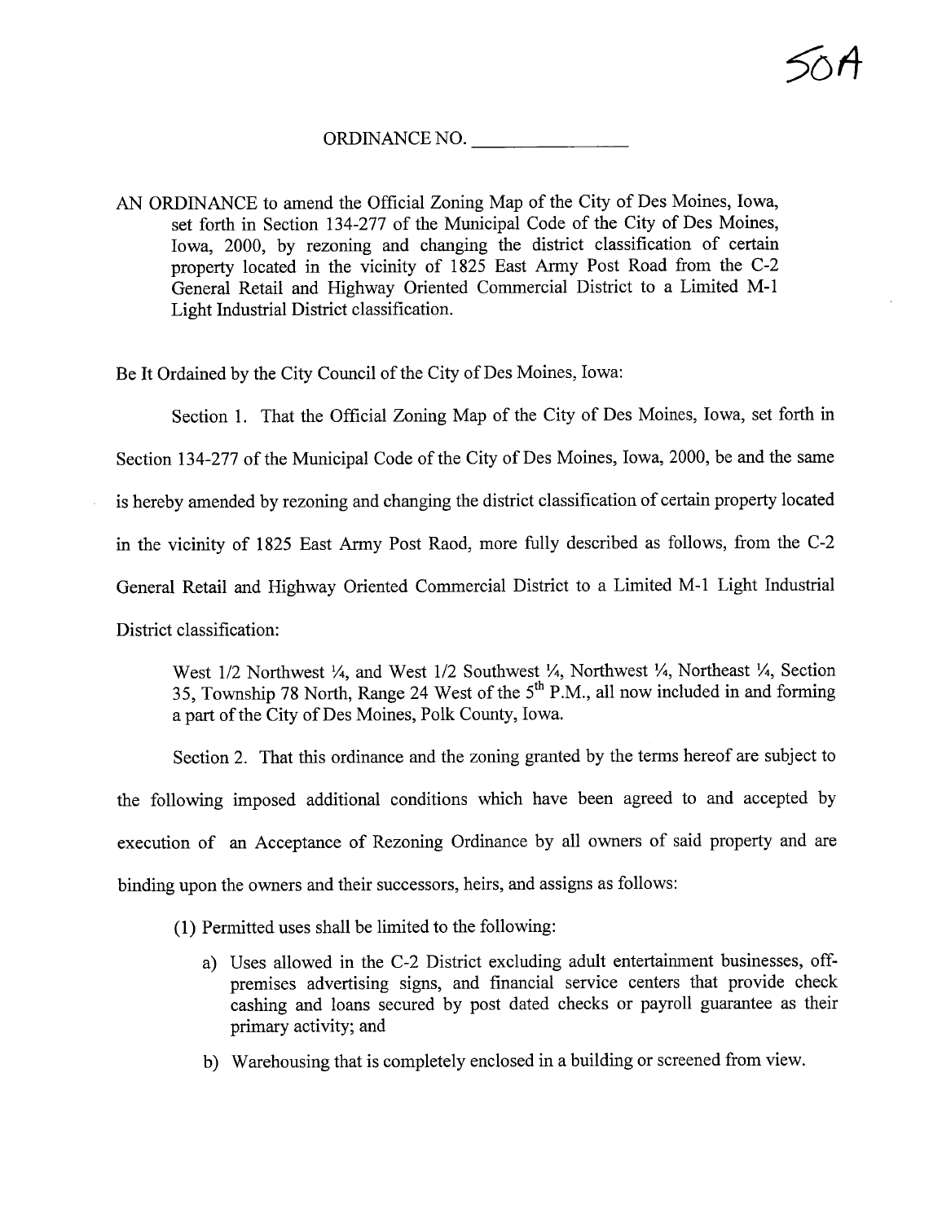50A

ORDINANCE NO. _______________

AN ORDINANCE to amend the Official Zoning Map of the City of Des Moines, Iowa, set forth in Section 134-277 of the Municipal Code of the City of Des Moines, Iowa, 2000, by rezoning and changing the district classification of certain property located in the vicinity of 1825 East Army Post Road from the C-2 General Retail and Highway Oriented Commercial District to a Limited M-1 Light Industrial District classification.

Be It Ordained by the City Council of the City of Des Moines, Iowa:

Section 1. That the Official Zoning Map of the City of Des Moines, Iowa, set forth in Section 134-277 of the Municipal Code of the City of Des Moines, Iowa, 2000, be and the same is hereby amended by rezoning and changing the district classification of certain property located in the vicinity of 1825 East Army Post Raod, more fully described as follows, from the C-2 General Retail and Highway Oriented Commercial District to a Limited M-1 Light Industrial District classification:

> West 1/2 Northwest ¼, and West 1/2 Southwest ¼, Northwest ¼, Northeast ¼, Section 35, Township 78 North, Range 24 West of the 5th P.M., all now included in and forming a part of the City of Des Moines, Polk County, Iowa.

Section 2. That this ordinance and the zoning granted by the terms hereof are subject to the following imposed additional conditions which have been agreed to and accepted by execution of an Acceptance of Rezoning Ordinance by all owners of said property and are binding upon the owners and their successors, heirs, and assigns as follows:

(1) Permitted uses shall be limited to the following:

a) Uses allowed in the C-2 District excluding adult entertainment businesses, off-premises advertising signs, and financial service centers that provide check cashing and loans secured by post dated checks or payroll guarantee as their primary activity; and

b) Warehousing that is completely enclosed in a building or screened from view.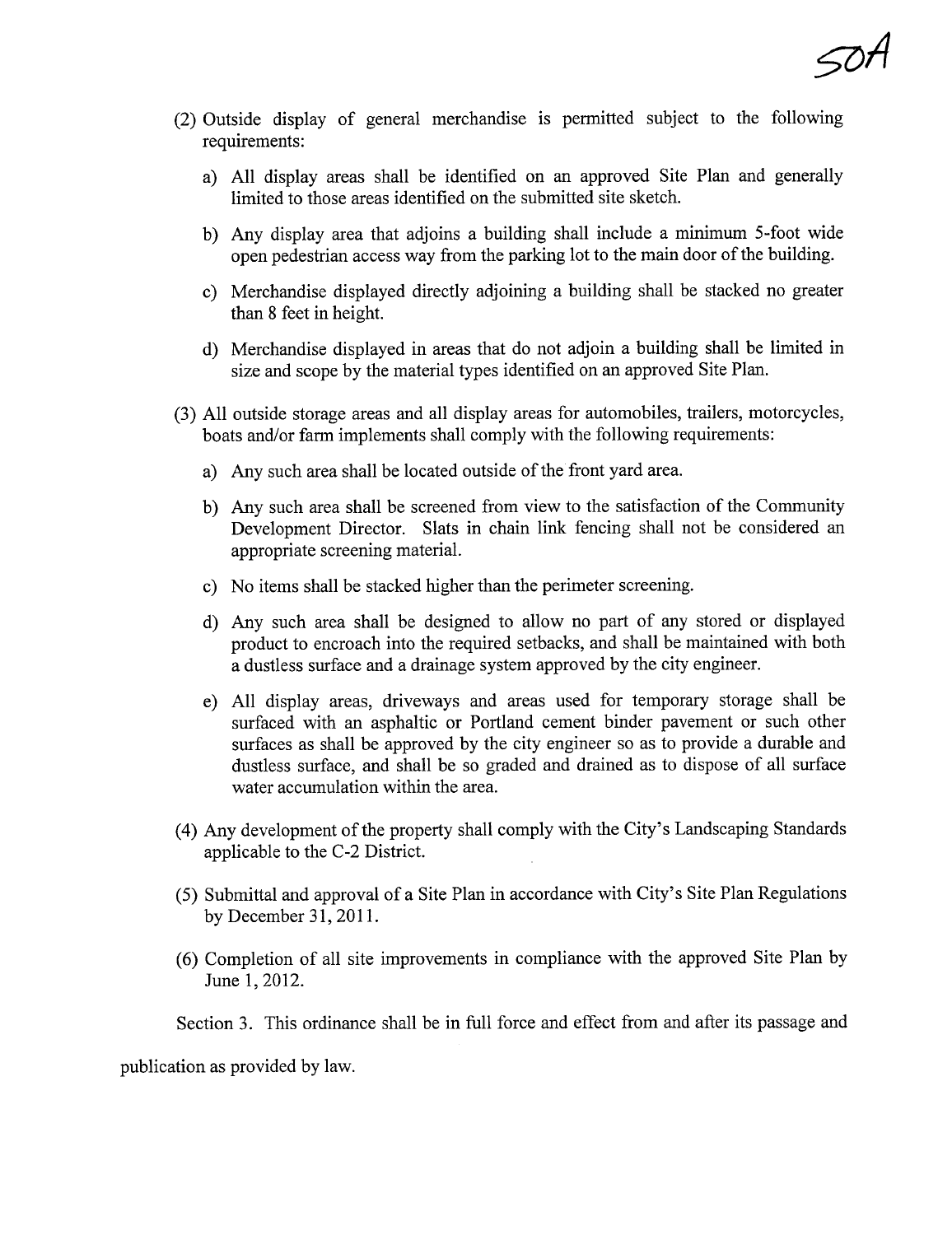(2) Outside display of general merchandise is permitted subject to the following requirements:

   a) All display areas shall be identified on an approved Site Plan and generally limited to those areas identified on the submitted site sketch.

   b) Any display area that adjoins a building shall include a minimum 5-foot wide open pedestrian access way from the parking lot to the main door of the building.

   c) Merchandise displayed directly adjoining a building shall be stacked no greater than 8 feet in height.

   d) Merchandise displayed in areas that do not adjoin a building shall be limited in size and scope by the material types identified on an approved Site Plan.

(3) All outside storage areas and all display areas for automobiles, trailers, motorcycles, boats and/or farm implements shall comply with the following requirements:

   a) Any such area shall be located outside of the front yard area.

   b) Any such area shall be screened from view to the satisfaction of the Community Development Director. Slats in chain link fencing shall not be considered an appropriate screening material.

   c) No items shall be stacked higher than the perimeter screening.

   d) Any such area shall be designed to allow no part of any stored or displayed product to encroach into the required setbacks, and shall be maintained with both a dustless surface and a drainage system approved by the city engineer.

   e) All display areas, driveways and areas used for temporary storage shall be surfaced with an asphaltic or Portland cement binder pavement or such other surfaces as shall be approved by the city engineer so as to provide a durable and dustless surface, and shall be so graded and drained as to dispose of all surface water accumulation within the area.

(4) Any development of the property shall comply with the City's Landscaping Standards applicable to the C-2 District.

(5) Submittal and approval of a Site Plan in accordance with City's Site Plan Regulations by December 31, 2011.

(6) Completion of all site improvements in compliance with the approved Site Plan by June 1, 2012.

Section 3. This ordinance shall be in full force and effect from and after its passage and publication as provided by law.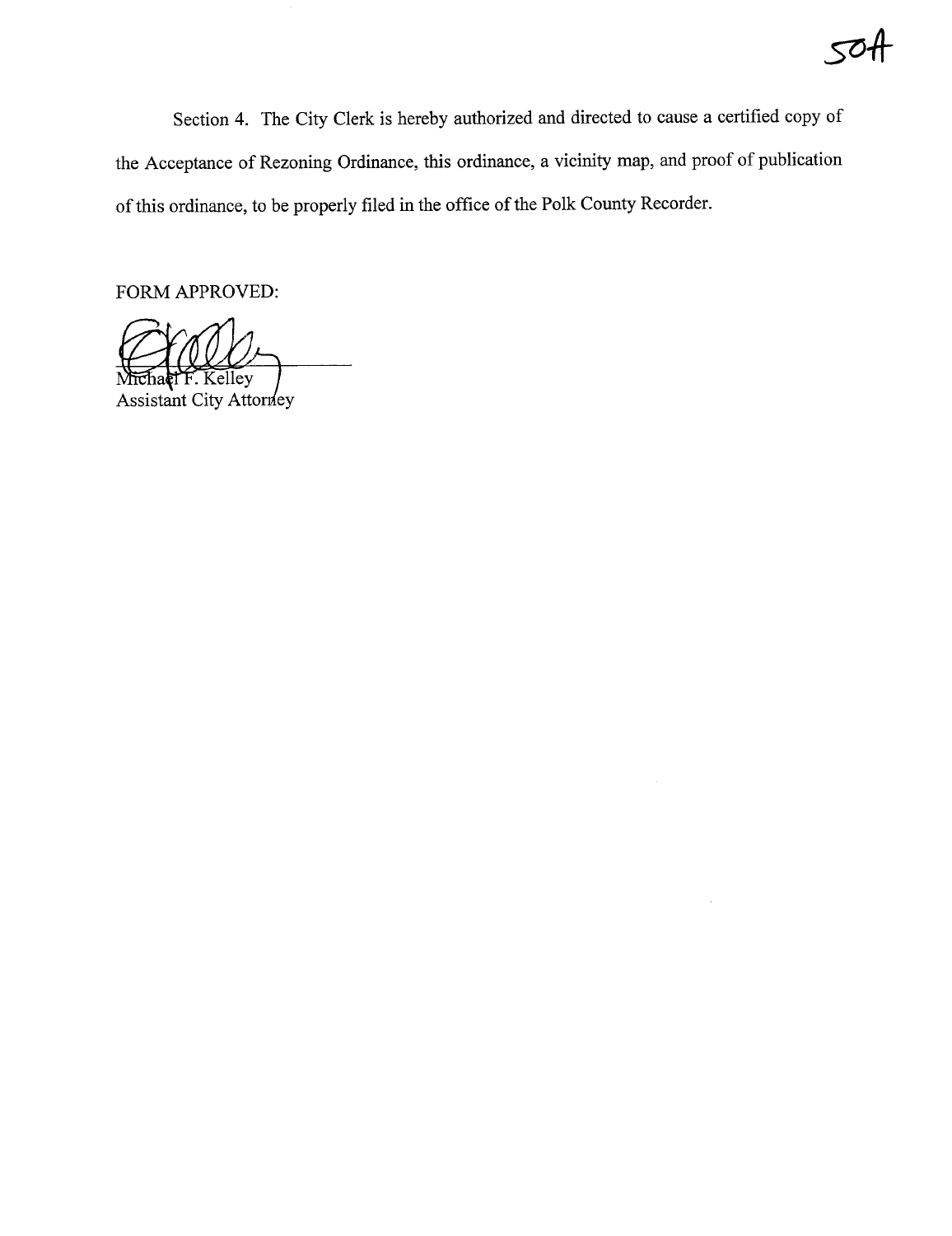50A

Section 4. The City Clerk is hereby authorized and directed to cause a certified copy of the Acceptance of Rezoning Ordinance, this ordinance, a vicinity map, and proof of publication of this ordinance, to be properly filed in the office of the Polk County Recorder.

FORM APPROVED:

Michael F. Kelley
Assistant City Attorney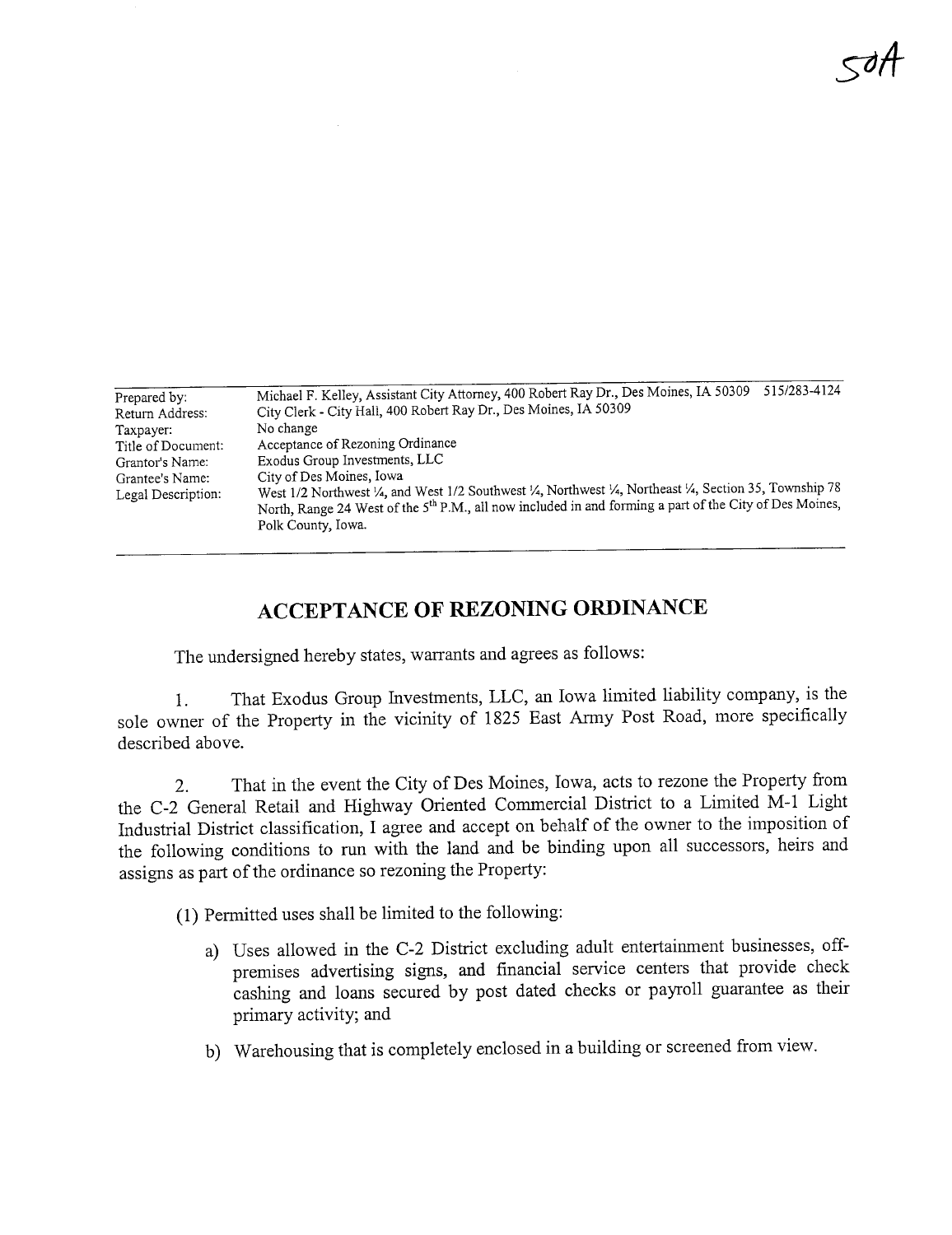50A

| | |
|---|---|
| Prepared by: | Michael F. Kelley, Assistant City Attorney, 400 Robert Ray Dr., Des Moines, IA 50309 515/283-4124 |
| Return Address: | City Clerk - City Hall, 400 Robert Ray Dr., Des Moines, IA 50309 |
| Taxpayer: | No change |
| Title of Document: | Acceptance of Rezoning Ordinance |
| Grantor's Name: | Exodus Group Investments, LLC |
| Grantee's Name: | City of Des Moines, Iowa |
| Legal Description: | West 1/2 Northwest ¼, and West 1/2 Southwest ¼, Northwest ¼, Northeast ¼, Section 35, Township 78 North, Range 24 West of the 5th P.M., all now included in and forming a part of the City of Des Moines, Polk County, Iowa. |

# ACCEPTANCE OF REZONING ORDINANCE

The undersigned hereby states, warrants and agrees as follows:

1. That Exodus Group Investments, LLC, an Iowa limited liability company, is the sole owner of the Property in the vicinity of 1825 East Army Post Road, more specifically described above.

2. That in the event the City of Des Moines, Iowa, acts to rezone the Property from the C-2 General Retail and Highway Oriented Commercial District to a Limited M-1 Light Industrial District classification, I agree and accept on behalf of the owner to the imposition of the following conditions to run with the land and be binding upon all successors, heirs and assigns as part of the ordinance so rezoning the Property:

(1) Permitted uses shall be limited to the following:

a) Uses allowed in the C-2 District excluding adult entertainment businesses, off-premises advertising signs, and financial service centers that provide check cashing and loans secured by post dated checks or payroll guarantee as their primary activity; and

b) Warehousing that is completely enclosed in a building or screened from view.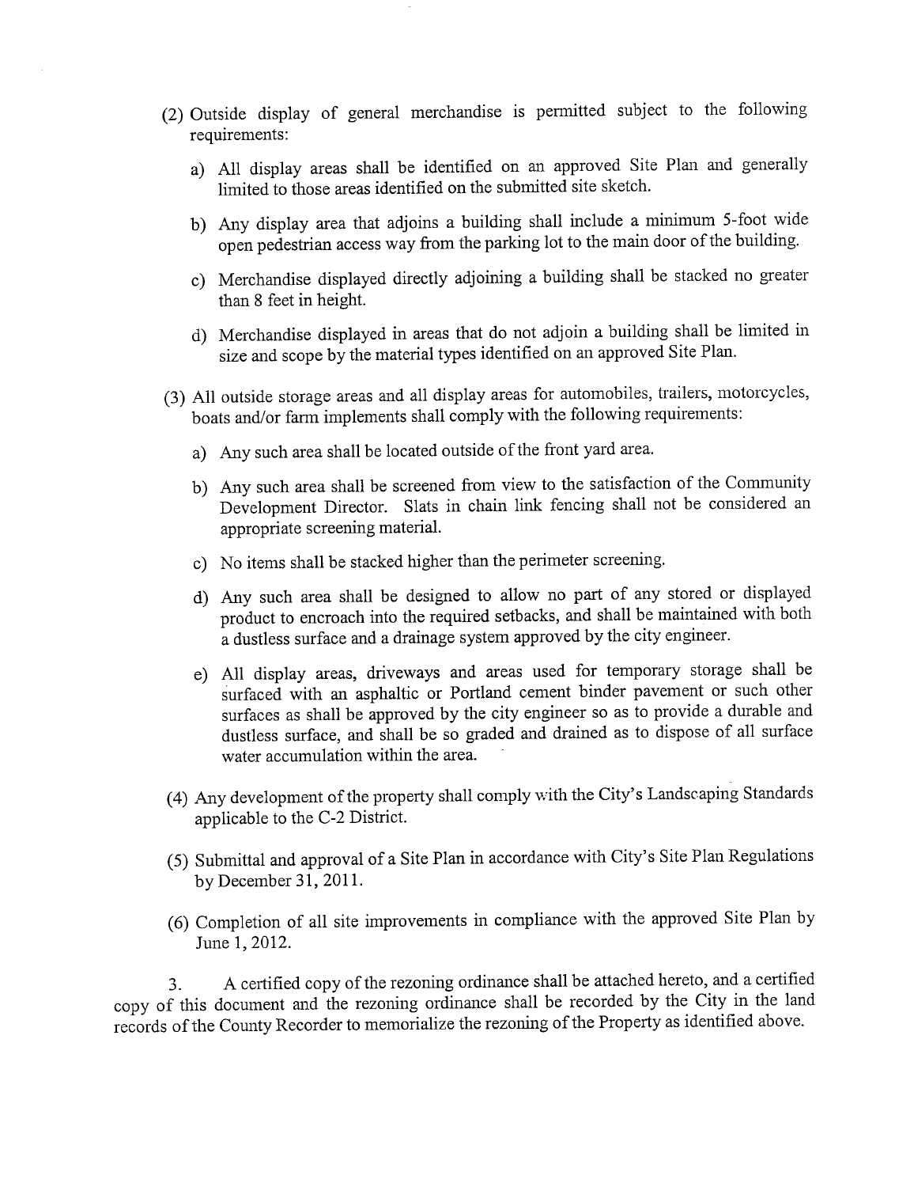(2) Outside display of general merchandise is permitted subject to the following requirements:

   a) All display areas shall be identified on an approved Site Plan and generally limited to those areas identified on the submitted site sketch.

   b) Any display area that adjoins a building shall include a minimum 5-foot wide open pedestrian access way from the parking lot to the main door of the building.

   c) Merchandise displayed directly adjoining a building shall be stacked no greater than 8 feet in height.

   d) Merchandise displayed in areas that do not adjoin a building shall be limited in size and scope by the material types identified on an approved Site Plan.

(3) All outside storage areas and all display areas for automobiles, trailers, motorcycles, boats and/or farm implements shall comply with the following requirements:

   a) Any such area shall be located outside of the front yard area.

   b) Any such area shall be screened from view to the satisfaction of the Community Development Director. Slats in chain link fencing shall not be considered an appropriate screening material.

   c) No items shall be stacked higher than the perimeter screening.

   d) Any such area shall be designed to allow no part of any stored or displayed product to encroach into the required setbacks, and shall be maintained with both a dustless surface and a drainage system approved by the city engineer.

   e) All display areas, driveways and areas used for temporary storage shall be surfaced with an asphaltic or Portland cement binder pavement or such other surfaces as shall be approved by the city engineer so as to provide a durable and dustless surface, and shall be so graded and drained as to dispose of all surface water accumulation within the area.

(4) Any development of the property shall comply with the City's Landscaping Standards applicable to the C-2 District.

(5) Submittal and approval of a Site Plan in accordance with City's Site Plan Regulations by December 31, 2011.

(6) Completion of all site improvements in compliance with the approved Site Plan by June 1, 2012.

3. A certified copy of the rezoning ordinance shall be attached hereto, and a certified copy of this document and the rezoning ordinance shall be recorded by the City in the land records of the County Recorder to memorialize the rezoning of the Property as identified above.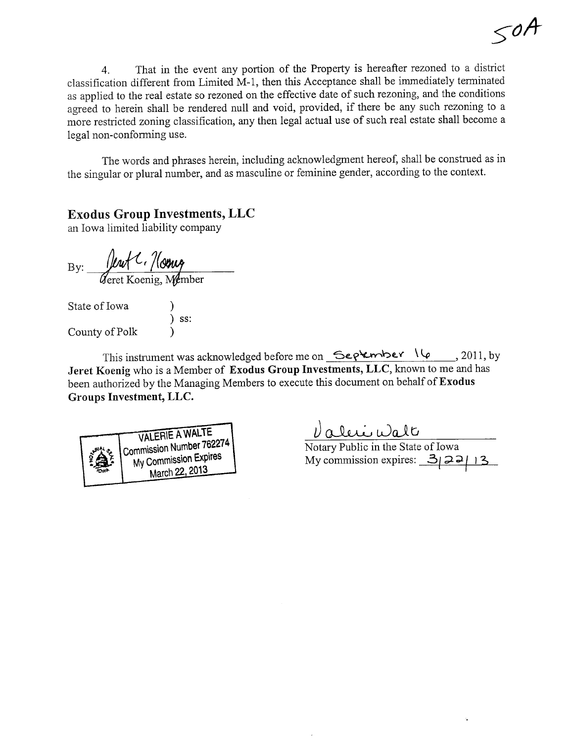50A

4. That in the event any portion of the Property is hereafter rezoned to a district classification different from Limited M-1, then this Acceptance shall be immediately terminated as applied to the real estate so rezoned on the effective date of such rezoning, and the conditions agreed to herein shall be rendered null and void, provided, if there be any such rezoning to a more restricted zoning classification, any then legal actual use of such real estate shall become a legal non-conforming use.

The words and phrases herein, including acknowledgment hereof, shall be construed as in the singular or plural number, and as masculine or feminine gender, according to the context.

**Exodus Group Investments, LLC**
an Iowa limited liability company

By: Jeret C. Koenig
Jeret Koenig, Member

State of Iowa )
) ss:
County of Polk )

This instrument was acknowledged before me on September 16, 2011, by **Jeret Koenig** who is a Member of **Exodus Group Investments, LLC**, known to me and has been authorized by the Managing Members to execute this document on behalf of **Exodus Groups Investment, LLC.**

VALERIE A WALTE
Commission Number 762274
My Commission Expires
March 22, 2013

Valerie Walte
Notary Public in the State of Iowa
My commission expires: 3/22/13